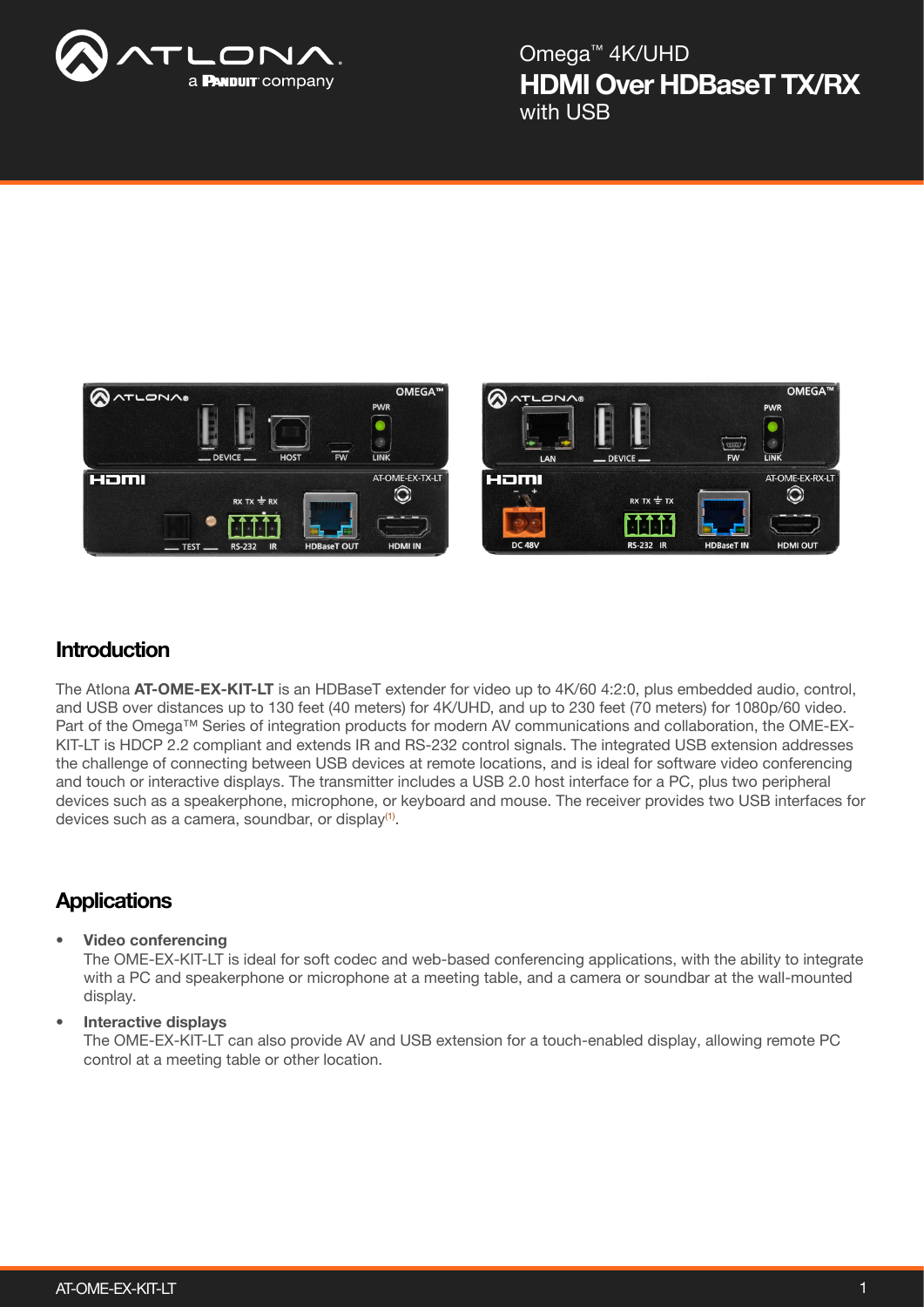Omega™ 4K/UHD

# HDMI Over HDBaseT TX/RX

with USB

## Introduction

The Atlona **AT-OME-EX-KIT-LT** is an HDBaseT extender for video up to 4K/60 4:2:0, plus embedded audio, control, and USB over distances up to 130 feet (40 meters) for 4K/UHD, and up to 230 feet (70 meters) for 1080p/60 video. Part of the Omega™ Series of integration products for modern AV communications and collaboration, the OME-EX-KIT-LT is HDCP 2.2 compliant and extends IR and RS-232 control signals. The integrated USB extension addresses the challenge of connecting between USB devices at remote locations, and is ideal for software video conferencing and touch or interactive displays. The transmitter includes a USB 2.0 host interface for a PC, plus two peripheral devices such as a speakerphone, microphone, or keyboard and mouse. The receiver provides two USB interfaces for devices such as a camera, soundbar, or display[1].

## Applications

- **Video conferencing**
  The OME-EX-KIT-LT is ideal for soft codec and web-based conferencing applications, with the ability to integrate with a PC and speakerphone or microphone at a meeting table, and a camera or soundbar at the wall-mounted display.
- **Interactive displays**
  The OME-EX-KIT-LT can also provide AV and USB extension for a touch-enabled display, allowing remote PC control at a meeting table or other location.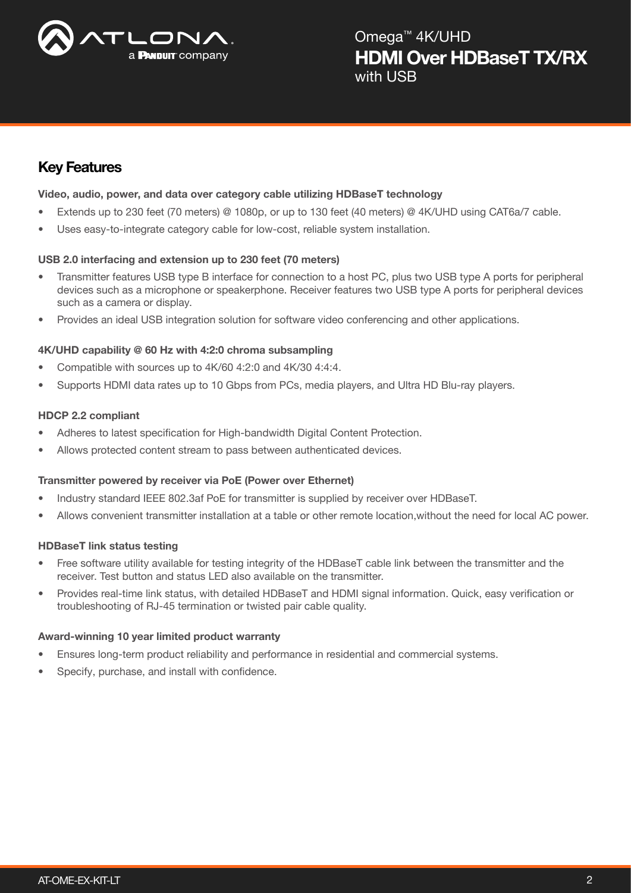## Key Features

**Video, audio, power, and data over category cable utilizing HDBaseT technology**

- Extends up to 230 feet (70 meters) @ 1080p, or up to 130 feet (40 meters) @ 4K/UHD using CAT6a/7 cable.
- Uses easy-to-integrate category cable for low-cost, reliable system installation.

**USB 2.0 interfacing and extension up to 230 feet (70 meters)**

- Transmitter features USB type B interface for connection to a host PC, plus two USB type A ports for peripheral devices such as a microphone or speakerphone. Receiver features two USB type A ports for peripheral devices such as a camera or display.
- Provides an ideal USB integration solution for software video conferencing and other applications.

**4K/UHD capability @ 60 Hz with 4:2:0 chroma subsampling**

- Compatible with sources up to 4K/60 4:2:0 and 4K/30 4:4:4.
- Supports HDMI data rates up to 10 Gbps from PCs, media players, and Ultra HD Blu-ray players.

**HDCP 2.2 compliant**

- Adheres to latest specification for High-bandwidth Digital Content Protection.
- Allows protected content stream to pass between authenticated devices.

**Transmitter powered by receiver via PoE (Power over Ethernet)**

- Industry standard IEEE 802.3af PoE for transmitter is supplied by receiver over HDBaseT.
- Allows convenient transmitter installation at a table or other remote location,without the need for local AC power.

**HDBaseT link status testing**

- Free software utility available for testing integrity of the HDBaseT cable link between the transmitter and the receiver. Test button and status LED also available on the transmitter.
- Provides real-time link status, with detailed HDBaseT and HDMI signal information. Quick, easy verification or troubleshooting of RJ-45 termination or twisted pair cable quality.

**Award-winning 10 year limited product warranty**

- Ensures long-term product reliability and performance in residential and commercial systems.
- Specify, purchase, and install with confidence.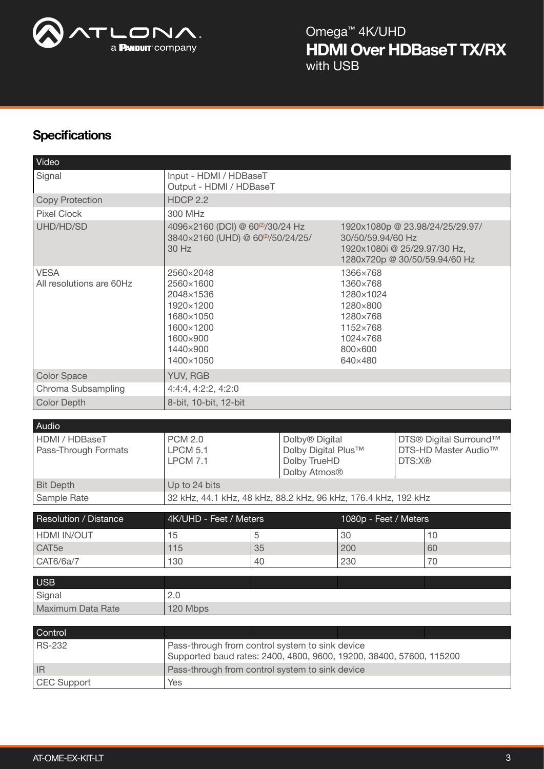## Specifications

| Video | | |
|---|---|---|
| Signal | Input - HDMI / HDBaseT<br>Output - HDMI / HDBaseT | |
| Copy Protection | HDCP 2.2 | |
| Pixel Clock | 300 MHz | |
| UHD/HD/SD | 4096×2160 (DCI) @ 60[2]/30/24 Hz<br>3840×2160 (UHD) @ 60[2]/50/24/25/30 Hz | 1920x1080p @ 23.98/24/25/29.97/30/50/59.94/60 Hz<br>1920x1080i @ 25/29.97/30 Hz,<br>1280x720p @ 30/50/59.94/60 Hz |
| VESA<br>All resolutions are 60Hz | 2560×2048<br>2560×1600<br>2048×1536<br>1920×1200<br>1680×1050<br>1600×1200<br>1600×900<br>1440×900<br>1400×1050 | 1366×768<br>1360×768<br>1280×1024<br>1280×800<br>1280×768<br>1152×768<br>1024×768<br>800×600<br>640×480 |
| Color Space | YUV, RGB | |
| Chroma Subsampling | 4:4:4, 4:2:2, 4:2:0 | |
| Color Depth | 8-bit, 10-bit, 12-bit | |

| Audio | | | |
|---|---|---|---|
| HDMI / HDBaseT<br>Pass-Through Formats | PCM 2.0<br>LPCM 5.1<br>LPCM 7.1 | Dolby® Digital<br>Dolby Digital Plus™<br>Dolby TrueHD<br>Dolby Atmos® | DTS® Digital Surround™<br>DTS-HD Master Audio™<br>DTS:X® |
| Bit Depth | Up to 24 bits | | |
| Sample Rate | 32 kHz, 44.1 kHz, 48 kHz, 88.2 kHz, 96 kHz, 176.4 kHz, 192 kHz | | |

| Resolution / Distance | 4K/UHD - Feet / Meters | | 1080p - Feet / Meters | |
|---|---|---|---|---|
| HDMI IN/OUT | 15 | 5 | 30 | 10 |
| CAT5e | 115 | 35 | 200 | 60 |
| CAT6/6a/7 | 130 | 40 | 230 | 70 |

| USB | |
|---|---|
| Signal | 2.0 |
| Maximum Data Rate | 120 Mbps |

| Control | |
|---|---|
| RS-232 | Pass-through from control system to sink device<br>Supported baud rates: 2400, 4800, 9600, 19200, 38400, 57600, 115200 |
| IR | Pass-through from control system to sink device |
| CEC Support | Yes |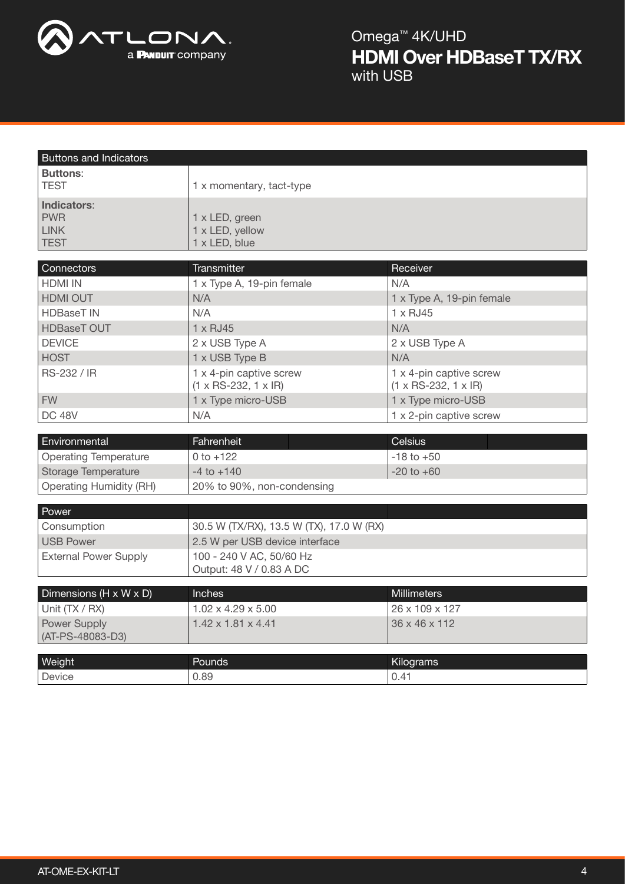| Buttons and Indicators | |
| --- | --- |
| **Buttons**:<br>TEST | 1 x momentary, tact-type |
| **Indicators**:<br>PWR<br>LINK<br>TEST | <br>1 x LED, green<br>1 x LED, yellow<br>1 x LED, blue |

| Connectors | Transmitter | Receiver |
| --- | --- | --- |
| HDMI IN | 1 x Type A, 19-pin female | N/A |
| HDMI OUT | N/A | 1 x Type A, 19-pin female |
| HDBaseT IN | N/A | 1 x RJ45 |
| HDBaseT OUT | 1 x RJ45 | N/A |
| DEVICE | 2 x USB Type A | 2 x USB Type A |
| HOST | 1 x USB Type B | N/A |
| RS-232 / IR | 1 x 4-pin captive screw<br>(1 x RS-232, 1 x IR) | 1 x 4-pin captive screw<br>(1 x RS-232, 1 x IR) |
| FW | 1 x Type micro-USB | 1 x Type micro-USB |
| DC 48V | N/A | 1 x 2-pin captive screw |

| Environmental | Fahrenheit | Celsius |
| --- | --- | --- |
| Operating Temperature | 0 to +122 | -18 to +50 |
| Storage Temperature | -4 to +140 | -20 to +60 |
| Operating Humidity (RH) | 20% to 90%, non-condensing | |

| Power | |
| --- | --- |
| Consumption | 30.5 W (TX/RX), 13.5 W (TX), 17.0 W (RX) |
| USB Power | 2.5 W per USB device interface |
| External Power Supply | 100 - 240 V AC, 50/60 Hz<br>Output: 48 V / 0.83 A DC |

| Dimensions (H x W x D) | Inches | Millimeters |
| --- | --- | --- |
| Unit (TX / RX) | 1.02 x 4.29 x 5.00 | 26 x 109 x 127 |
| Power Supply<br>(AT-PS-48083-D3) | 1.42 x 1.81 x 4.41 | 36 x 46 x 112 |

| Weight | Pounds | Kilograms |
| --- | --- | --- |
| Device | 0.89 | 0.41 |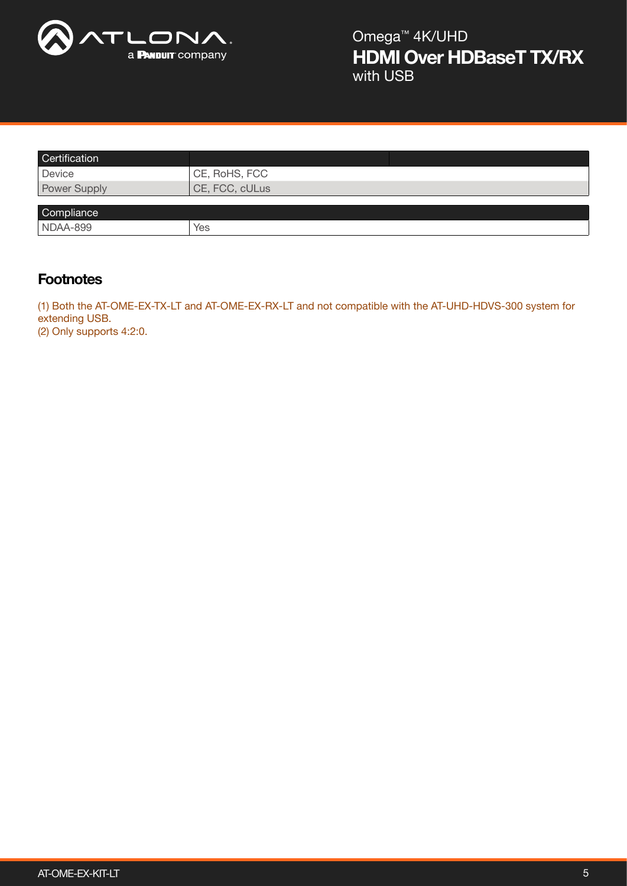| Certification | | |
| --- | --- | --- |
| Device | CE, RoHS, FCC | |
| Power Supply | CE, FCC, cULus | |

| Compliance | |
| --- | --- |
| NDAA-899 | Yes |

## Footnotes

(1) Both the AT-OME-EX-TX-LT and AT-OME-EX-RX-LT and not compatible with the AT-UHD-HDVS-300 system for extending USB.
(2) Only supports 4:2:0.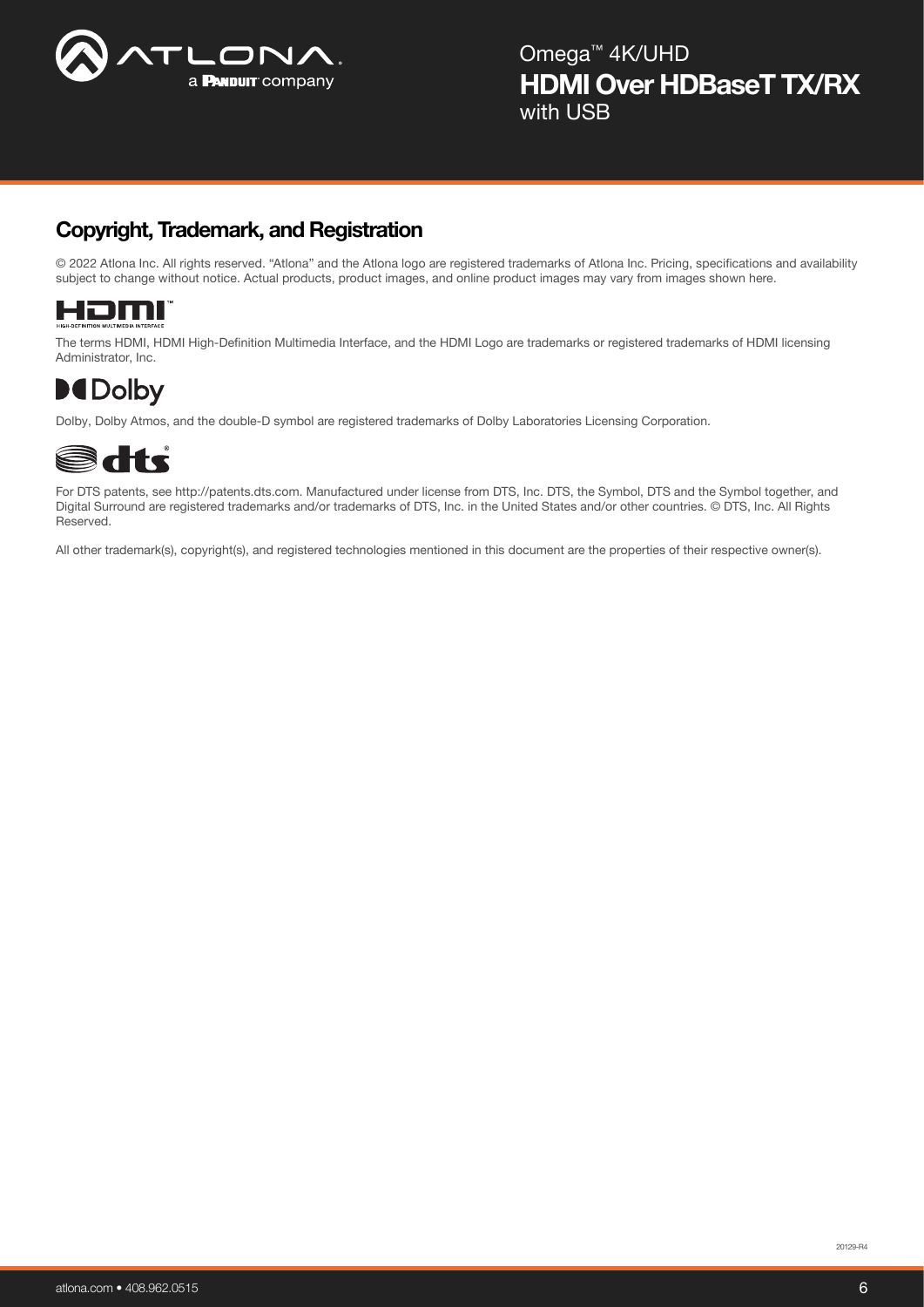## Copyright, Trademark, and Registration

© 2022 Atlona Inc. All rights reserved. "Atlona" and the Atlona logo are registered trademarks of Atlona Inc. Pricing, specifications and availability subject to change without notice. Actual products, product images, and online product images may vary from images shown here.

The terms HDMI, HDMI High-Definition Multimedia Interface, and the HDMI Logo are trademarks or registered trademarks of HDMI licensing Administrator, Inc.

Dolby, Dolby Atmos, and the double-D symbol are registered trademarks of Dolby Laboratories Licensing Corporation.

For DTS patents, see http://patents.dts.com. Manufactured under license from DTS, Inc. DTS, the Symbol, DTS and the Symbol together, and Digital Surround are registered trademarks and/or trademarks of DTS, Inc. in the United States and/or other countries. © DTS, Inc. All Rights Reserved.

All other trademark(s), copyright(s), and registered technologies mentioned in this document are the properties of their respective owner(s).

20129-R4